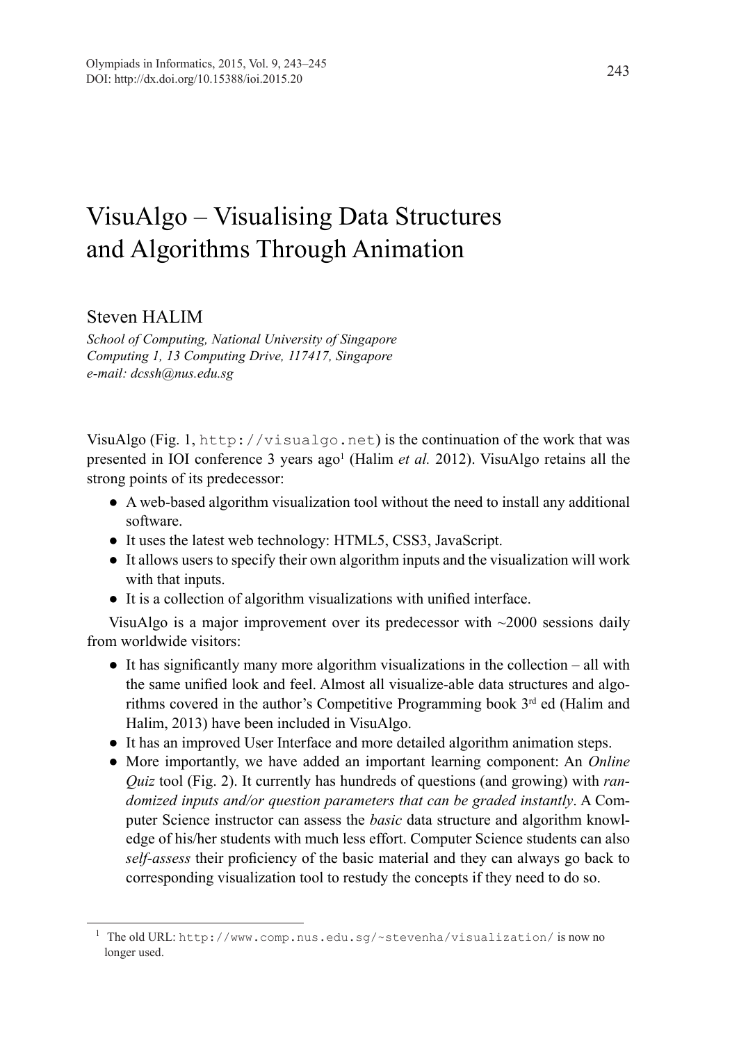# VisuAlgo – Visualising Data Structures and Algorithms Through Animation

Steven HALIM

*School of Computing, National University of Singapore*
*Computing 1, 13 Computing Drive, 117417, Singapore*
*e-mail: dcssh@nus.edu.sg*

VisuAlgo (Fig. 1, `http://visualgo.net`) is the continuation of the work that was presented in IOI conference 3 years ago[1] (Halim *et al.* 2012). VisuAlgo retains all the strong points of its predecessor:

- A web-based algorithm visualization tool without the need to install any additional software.
- It uses the latest web technology: HTML5, CSS3, JavaScript.
- It allows users to specify their own algorithm inputs and the visualization will work with that inputs.
- It is a collection of algorithm visualizations with unified interface.

VisuAlgo is a major improvement over its predecessor with ~2000 sessions daily from worldwide visitors:

- It has significantly many more algorithm visualizations in the collection – all with the same unified look and feel. Almost all visualize-able data structures and algorithms covered in the author's Competitive Programming book 3rd ed (Halim and Halim, 2013) have been included in VisuAlgo.
- It has an improved User Interface and more detailed algorithm animation steps.
- More importantly, we have added an important learning component: An *Online Quiz* tool (Fig. 2). It currently has hundreds of questions (and growing) with *randomized inputs and/or question parameters that can be graded instantly*. A Computer Science instructor can assess the *basic* data structure and algorithm knowledge of his/her students with much less effort. Computer Science students can also *self-assess* their proficiency of the basic material and they can always go back to corresponding visualization tool to restudy the concepts if they need to do so.

[1] The old URL: `http://www.comp.nus.edu.sg/~stevenha/visualization/` is now no longer used.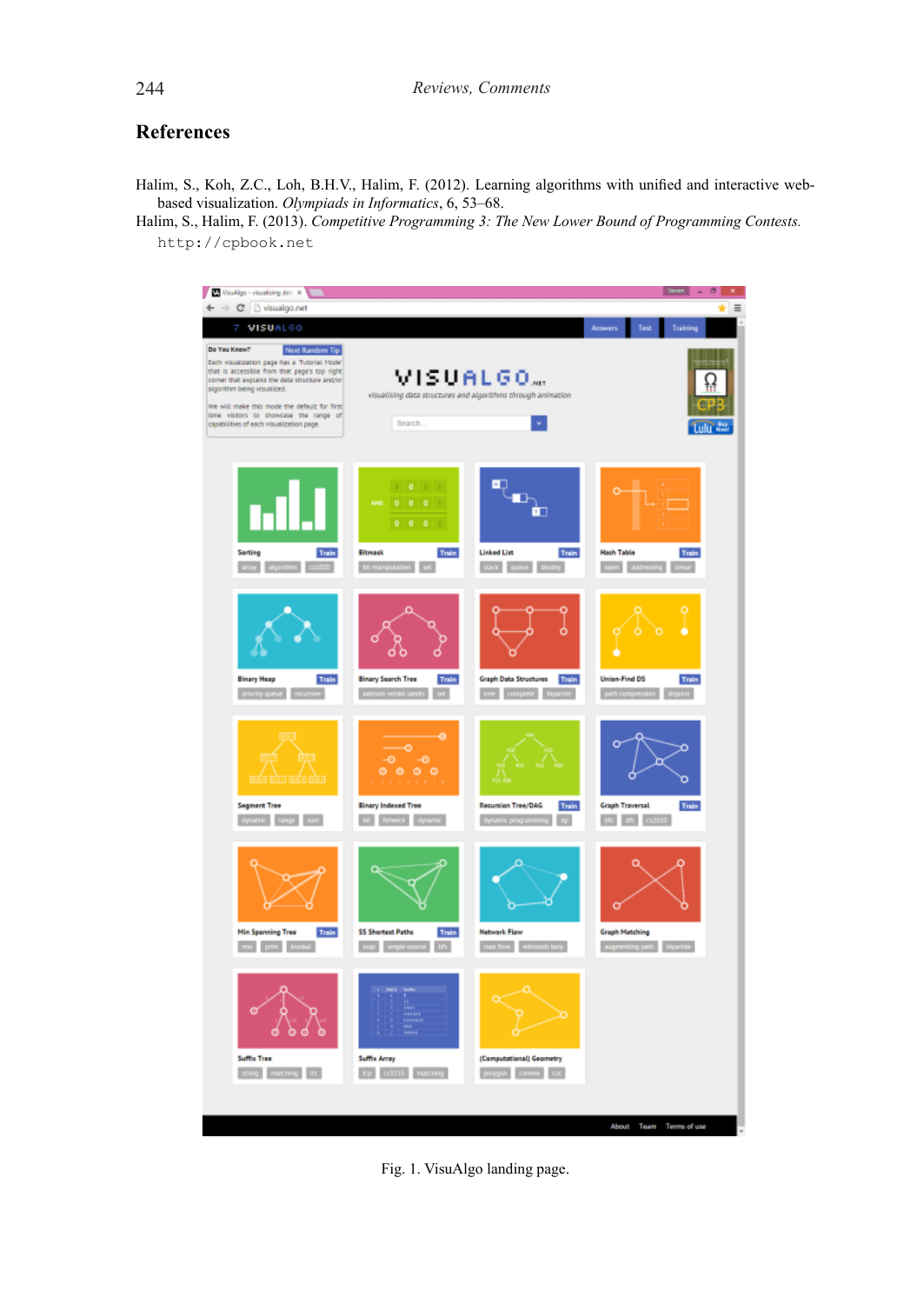## References

Halim, S., Koh, Z.C., Loh, B.H.V., Halim, F. (2012). Learning algorithms with unified and interactive web-based visualization. *Olympiads in Informatics*, 6, 53–68.

Halim, S., Halim, F. (2013). *Competitive Programming 3: The New Lower Bound of Programming Contests.* http://cpbook.net

Fig. 1. VisuAlgo landing page.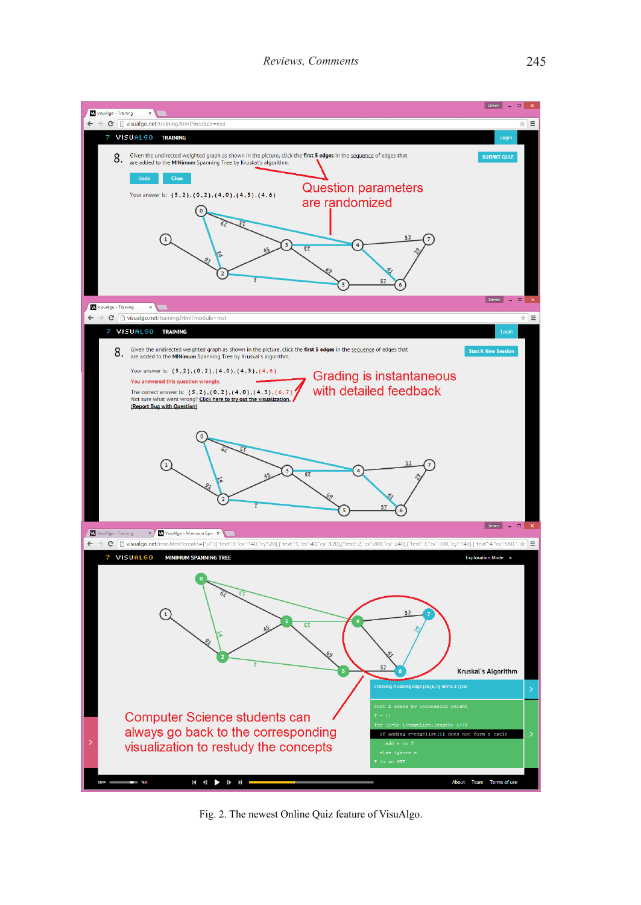Question parameters are randomized

Grading is instantaneous with detailed feedback

Computer Science students can always go back to the corresponding visualization to restudy the concepts

Fig. 2. The newest Online Quiz feature of VisuAlgo.